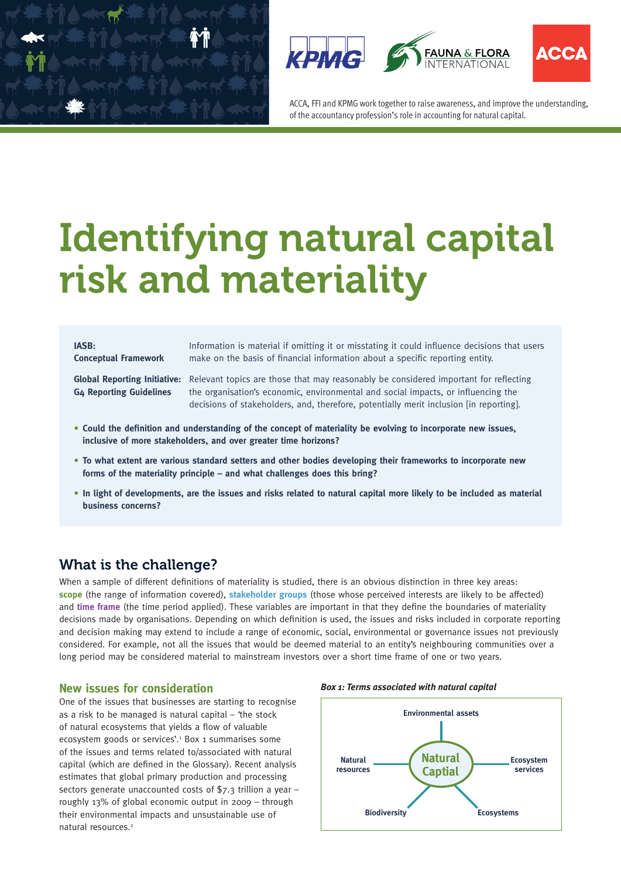ACCA, FFI and KPMG work together to raise awareness, and improve the understanding, of the accountancy profession's role in accounting for natural capital.

# Identifying natural capital risk and materiality

| | |
|---|---|
| **IASB: Conceptual Framework** | Information is material if omitting it or misstating it could influence decisions that users make on the basis of financial information about a specific reporting entity. |
| **Global Reporting Initiative: G4 Reporting Guidelines** | Relevant topics are those that may reasonably be considered important for reflecting the organisation's economic, environmental and social impacts, or influencing the decisions of stakeholders, and, therefore, potentially merit inclusion [in reporting]. |

- **Could the definition and understanding of the concept of materiality be evolving to incorporate new issues, inclusive of more stakeholders, and over greater time horizons?**
- **To what extent are various standard setters and other bodies developing their frameworks to incorporate new forms of the materiality principle – and what challenges does this bring?**
- **In light of developments, are the issues and risks related to natural capital more likely to be included as material business concerns?**

## What is the challenge?

When a sample of different definitions of materiality is studied, there is an obvious distinction in three key areas: **scope** (the range of information covered), **stakeholder groups** (those whose perceived interests are likely to be affected) and **time frame** (the time period applied). These variables are important in that they define the boundaries of materiality decisions made by organisations. Depending on which definition is used, the issues and risks included in corporate reporting and decision making may extend to include a range of economic, social, environmental or governance issues not previously considered. For example, not all the issues that would be deemed material to an entity's neighbouring communities over a long period may be considered material to mainstream investors over a short time frame of one or two years.

### New issues for consideration

One of the issues that businesses are starting to recognise as a risk to be managed is natural capital – 'the stock of natural ecosystems that yields a flow of valuable ecosystem goods or services'.[1] Box 1 summarises some of the issues and terms related to/associated with natural capital (which are defined in the Glossary). Recent analysis estimates that global primary production and processing sectors generate unaccounted costs of $7.3 trillion a year – roughly 13% of global economic output in 2009 – through their environmental impacts and unsustainable use of natural resources.[2]

***Box 1: Terms associated with natural capital***

Natural Captial: Environmental assets; Natural resources; Ecosystem services; Biodiversity; Ecosystems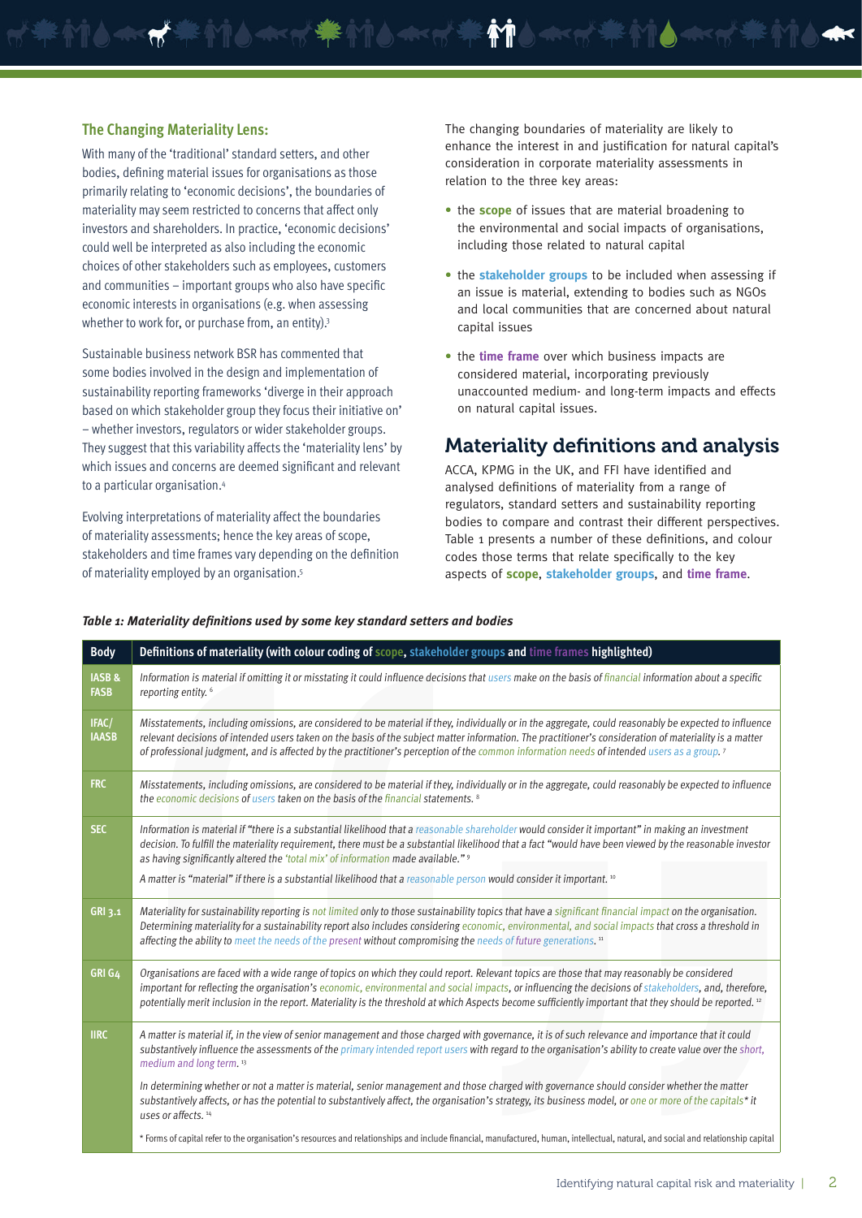### The Changing Materiality Lens:

With many of the 'traditional' standard setters, and other bodies, defining material issues for organisations as those primarily relating to 'economic decisions', the boundaries of materiality may seem restricted to concerns that affect only investors and shareholders. In practice, 'economic decisions' could well be interpreted as also including the economic choices of other stakeholders such as employees, customers and communities – important groups who also have specific economic interests in organisations (e.g. when assessing whether to work for, or purchase from, an entity).[3]

Sustainable business network BSR has commented that some bodies involved in the design and implementation of sustainability reporting frameworks 'diverge in their approach based on which stakeholder group they focus their initiative on' – whether investors, regulators or wider stakeholder groups. They suggest that this variability affects the 'materiality lens' by which issues and concerns are deemed significant and relevant to a particular organisation.[4]

Evolving interpretations of materiality affect the boundaries of materiality assessments; hence the key areas of scope, stakeholders and time frames vary depending on the definition of materiality employed by an organisation.[5]

The changing boundaries of materiality are likely to enhance the interest in and justification for natural capital's consideration in corporate materiality assessments in relation to the three key areas:

- the **scope** of issues that are material broadening to the environmental and social impacts of organisations, including those related to natural capital
- the **stakeholder groups** to be included when assessing if an issue is material, extending to bodies such as NGOs and local communities that are concerned about natural capital issues
- the **time frame** over which business impacts are considered material, incorporating previously unaccounted medium- and long-term impacts and effects on natural capital issues.

## Materiality definitions and analysis

ACCA, KPMG in the UK, and FFI have identified and analysed definitions of materiality from a range of regulators, standard setters and sustainability reporting bodies to compare and contrast their different perspectives. Table 1 presents a number of these definitions, and colour codes those terms that relate specifically to the key aspects of **scope**, **stakeholder groups**, and **time frame**.

***Table 1: Materiality definitions used by some key standard setters and bodies***

| Body | Definitions of materiality (with colour coding of scope, stakeholder groups and time frames highlighted) |
|---|---|
| IASB & FASB | *Information is material if omitting it or misstating it could influence decisions that users make on the basis of financial information about a specific reporting entity.* [6] |
| IFAC/ IAASB | *Misstatements, including omissions, are considered to be material if they, individually or in the aggregate, could reasonably be expected to influence relevant decisions of intended users taken on the basis of the subject matter information. The practitioner's consideration of materiality is a matter of professional judgment, and is affected by the practitioner's perception of the common information needs of intended users as a group.* [7] |
| FRC | *Misstatements, including omissions, are considered to be material if they, individually or in the aggregate, could reasonably be expected to influence the economic decisions of users taken on the basis of the financial statements.* [8] |
| SEC | *Information is material if "there is a substantial likelihood that a reasonable shareholder would consider it important" in making an investment decision. To fulfill the materiality requirement, there must be a substantial likelihood that a fact "would have been viewed by the reasonable investor as having significantly altered the 'total mix' of information made available."* [9]<br><br>*A matter is "material" if there is a substantial likelihood that a reasonable person would consider it important.* [10] |
| GRI 3.1 | *Materiality for sustainability reporting is not limited only to those sustainability topics that have a significant financial impact on the organisation. Determining materiality for a sustainability report also includes considering economic, environmental, and social impacts that cross a threshold in affecting the ability to meet the needs of the present without compromising the needs of future generations.* [11] |
| GRI G4 | *Organisations are faced with a wide range of topics on which they could report. Relevant topics are those that may reasonably be considered important for reflecting the organisation's economic, environmental and social impacts, or influencing the decisions of stakeholders, and, therefore, potentially merit inclusion in the report. Materiality is the threshold at which Aspects become sufficiently important that they should be reported.* [12] |
| IIRC | *A matter is material if, in the view of senior management and those charged with governance, it is of such relevance and importance that it could substantively influence the assessments of the primary intended report users with regard to the organisation's ability to create value over the short, medium and long term.* [13]<br><br>*In determining whether or not a matter is material, senior management and those charged with governance should consider whether the matter substantively affects, or has the potential to substantively affect, the organisation's strategy, its business model, or one or more of the capitals* it uses or affects.* [14]<br><br>* Forms of capital refer to the organisation's resources and relationships and include financial, manufactured, human, intellectual, natural, and social and relationship capital |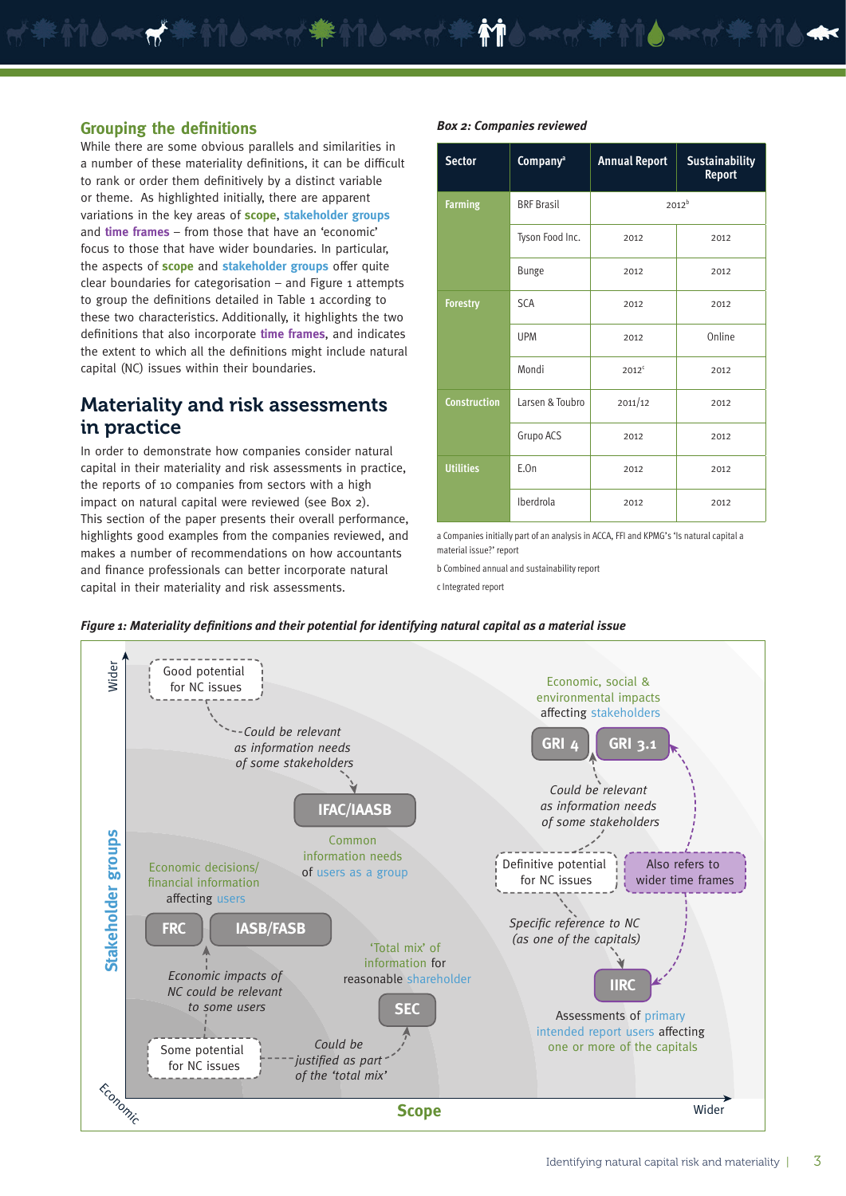## Grouping the definitions

While there are some obvious parallels and similarities in a number of these materiality definitions, it can be difficult to rank or order them definitively by a distinct variable or theme. As highlighted initially, there are apparent variations in the key areas of **scope**, **stakeholder groups** and **time frames** – from those that have an 'economic' focus to those that have wider boundaries. In particular, the aspects of **scope** and **stakeholder groups** offer quite clear boundaries for categorisation – and Figure 1 attempts to group the definitions detailed in Table 1 according to these two characteristics. Additionally, it highlights the two definitions that also incorporate **time frames**, and indicates the extent to which all the definitions might include natural capital (NC) issues within their boundaries.

## Materiality and risk assessments in practice

In order to demonstrate how companies consider natural capital in their materiality and risk assessments in practice, the reports of 10 companies from sectors with a high impact on natural capital were reviewed (see Box 2). This section of the paper presents their overall performance, highlights good examples from the companies reviewed, and makes a number of recommendations on how accountants and finance professionals can better incorporate natural capital in their materiality and risk assessments.

***Box 2: Companies reviewed***

| Sector | Company[a] | Annual Report | Sustainability Report |
|---|---|---|---|
| Farming | BRF Brasil | 2012[b] | |
| | Tyson Food Inc. | 2012 | 2012 |
| | Bunge | 2012 | 2012 |
| Forestry | SCA | 2012 | 2012 |
| | UPM | 2012 | Online |
| | Mondi | 2012[c] | 2012 |
| Construction | Larsen & Toubro | 2011/12 | 2012 |
| | Grupo ACS | 2012 | 2012 |
| Utilities | E.On | 2012 | 2012 |
| | Iberdrola | 2012 | 2012 |

a Companies initially part of an analysis in ACCA, FFI and KPMG's 'Is natural capital a material issue?' report

b Combined annual and sustainability report

c Integrated report

***Figure 1: Materiality definitions and their potential for identifying natural capital as a material issue***

Axes: Stakeholder groups (Economic → Wider); Scope (Economic → Wider)

- Good potential for NC issues — *Could be relevant as information needs of some stakeholders* → IFAC/IAASB: Common information needs of users as a group
- Economic decisions/financial information affecting users: FRC, IASB/FASB
- Some potential for NC issues — *Economic impacts of NC could be relevant to some users*; *Could be justified as part of the 'total mix'* → SEC: 'Total mix' of information for reasonable shareholder
- Economic, social & environmental impacts affecting stakeholders: GRI 4, GRI 3.1 — *Could be relevant as information needs of some stakeholders*
- Definitive potential for NC issues — *Specific reference to NC (as one of the capitals)* → IIRC: Assessments of primary intended report users affecting one or more of the capitals
- Also refers to wider time frames (GRI 3.1, IIRC)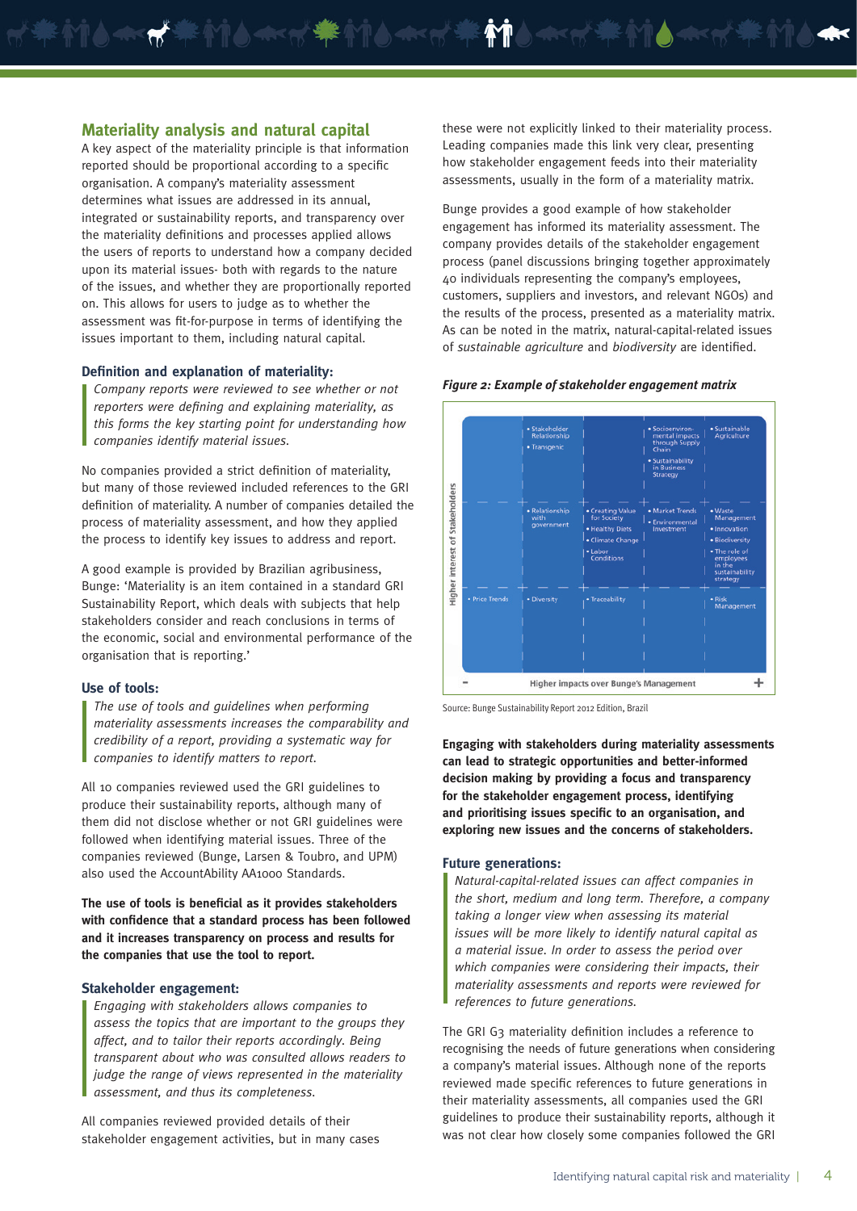## Materiality analysis and natural capital

A key aspect of the materiality principle is that information reported should be proportional according to a specific organisation. A company's materiality assessment determines what issues are addressed in its annual, integrated or sustainability reports, and transparency over the materiality definitions and processes applied allows the users of reports to understand how a company decided upon its material issues- both with regards to the nature of the issues, and whether they are proportionally reported on. This allows for users to judge as to whether the assessment was fit-for-purpose in terms of identifying the issues important to them, including natural capital.

### Definition and explanation of materiality:

*Company reports were reviewed to see whether or not reporters were defining and explaining materiality, as this forms the key starting point for understanding how companies identify material issues.*

No companies provided a strict definition of materiality, but many of those reviewed included references to the GRI definition of materiality. A number of companies detailed the process of materiality assessment, and how they applied the process to identify key issues to address and report.

A good example is provided by Brazilian agribusiness, Bunge: 'Materiality is an item contained in a standard GRI Sustainability Report, which deals with subjects that help stakeholders consider and reach conclusions in terms of the economic, social and environmental performance of the organisation that is reporting.'

### Use of tools:

*The use of tools and guidelines when performing materiality assessments increases the comparability and credibility of a report, providing a systematic way for companies to identify matters to report.*

All 10 companies reviewed used the GRI guidelines to produce their sustainability reports, although many of them did not disclose whether or not GRI guidelines were followed when identifying material issues. Three of the companies reviewed (Bunge, Larsen & Toubro, and UPM) also used the AccountAbility AA1000 Standards.

**The use of tools is beneficial as it provides stakeholders with confidence that a standard process has been followed and it increases transparency on process and results for the companies that use the tool to report.**

### Stakeholder engagement:

*Engaging with stakeholders allows companies to assess the topics that are important to the groups they affect, and to tailor their reports accordingly. Being transparent about who was consulted allows readers to judge the range of views represented in the materiality assessment, and thus its completeness.*

All companies reviewed provided details of their stakeholder engagement activities, but in many cases these were not explicitly linked to their materiality process. Leading companies made this link very clear, presenting how stakeholder engagement feeds into their materiality assessments, usually in the form of a materiality matrix.

Bunge provides a good example of how stakeholder engagement has informed its materiality assessment. The company provides details of the stakeholder engagement process (panel discussions bringing together approximately 40 individuals representing the company's employees, customers, suppliers and investors, and relevant NGOs) and the results of the process, presented as a materiality matrix. As can be noted in the matrix, natural-capital-related issues of *sustainable agriculture* and *biodiversity* are identified.

***Figure 2: Example of stakeholder engagement matrix***

| Higher interest of Stakeholders ↑ / Higher impacts over Bunge's Management → | | | | |
|---|---|---|---|---|
| | • Stakeholder Relationship<br>• Transgenic | | • Socioenvironmental impacts through Supply Chain<br>• Sustainability in Business Strategy | • Sustainable Agriculture |
| | • Relationship with government | • Creating Value for Society<br>• Healthy Diets<br>• Climate Change<br>• Labor Conditions | • Market Trends<br>• Environmental Investment | • Waste Management<br>• Innovation<br>• Biodiversity<br>• The role of employees in the sustainability strategy |
| • Price Trends | • Diversity | • Traceability | | • Risk Management |

Source: Bunge Sustainability Report 2012 Edition, Brazil

**Engaging with stakeholders during materiality assessments can lead to strategic opportunities and better-informed decision making by providing a focus and transparency for the stakeholder engagement process, identifying and prioritising issues specific to an organisation, and exploring new issues and the concerns of stakeholders.**

### Future generations:

*Natural-capital-related issues can affect companies in the short, medium and long term. Therefore, a company taking a longer view when assessing its material issues will be more likely to identify natural capital as a material issue. In order to assess the period over which companies were considering their impacts, their materiality assessments and reports were reviewed for references to future generations.*

The GRI G3 materiality definition includes a reference to recognising the needs of future generations when considering a company's material issues. Although none of the reports reviewed made specific references to future generations in their materiality assessments, all companies used the GRI guidelines to produce their sustainability reports, although it was not clear how closely some companies followed the GRI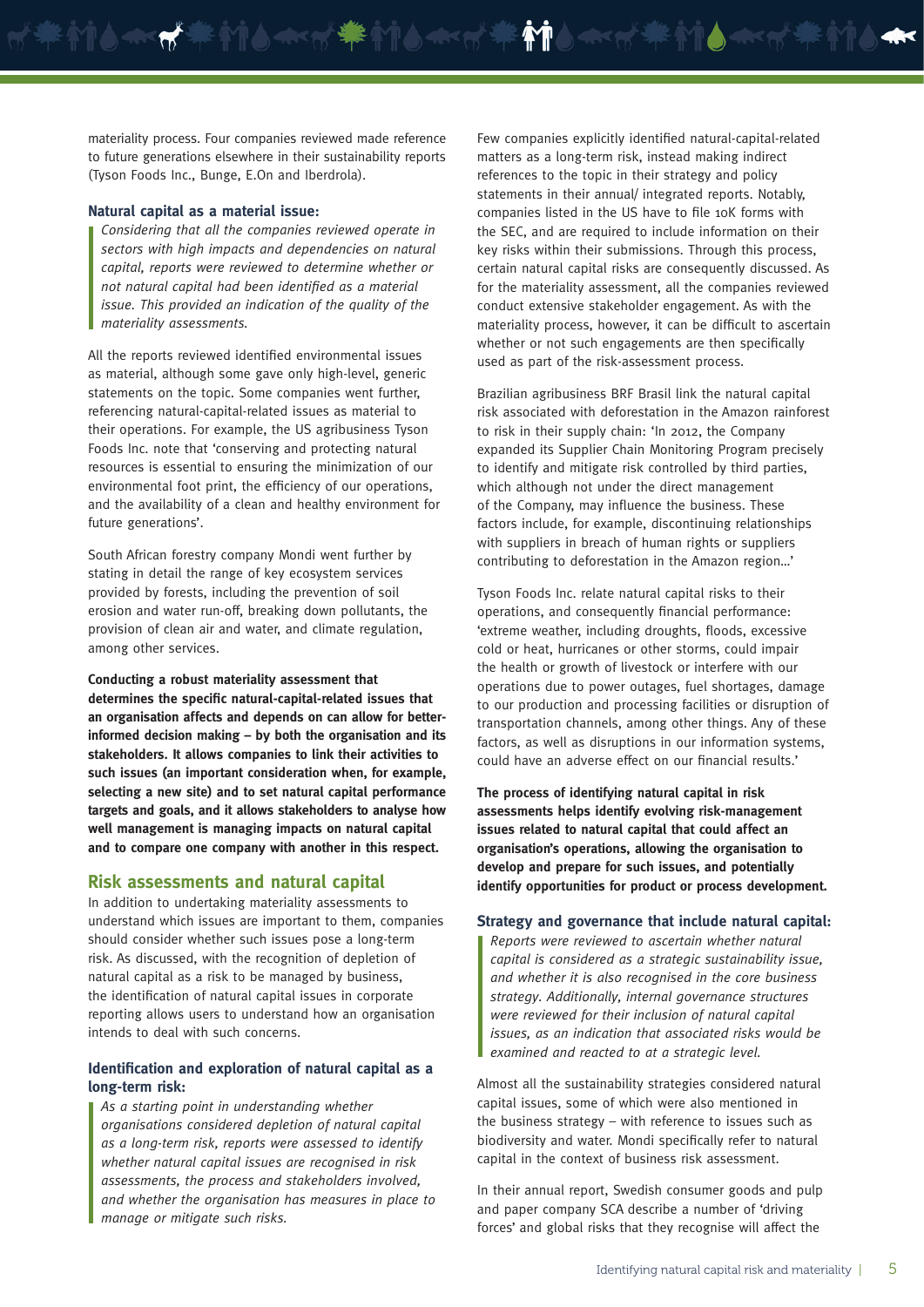materiality process. Four companies reviewed made reference to future generations elsewhere in their sustainability reports (Tyson Foods Inc., Bunge, E.On and Iberdrola).

### Natural capital as a material issue:

*Considering that all the companies reviewed operate in sectors with high impacts and dependencies on natural capital, reports were reviewed to determine whether or not natural capital had been identified as a material issue. This provided an indication of the quality of the materiality assessments.*

All the reports reviewed identified environmental issues as material, although some gave only high-level, generic statements on the topic. Some companies went further, referencing natural-capital-related issues as material to their operations. For example, the US agribusiness Tyson Foods Inc. note that 'conserving and protecting natural resources is essential to ensuring the minimization of our environmental foot print, the efficiency of our operations, and the availability of a clean and healthy environment for future generations'.

South African forestry company Mondi went further by stating in detail the range of key ecosystem services provided by forests, including the prevention of soil erosion and water run-off, breaking down pollutants, the provision of clean air and water, and climate regulation, among other services.

**Conducting a robust materiality assessment that determines the specific natural-capital-related issues that an organisation affects and depends on can allow for better-informed decision making – by both the organisation and its stakeholders. It allows companies to link their activities to such issues (an important consideration when, for example, selecting a new site) and to set natural capital performance targets and goals, and it allows stakeholders to analyse how well management is managing impacts on natural capital and to compare one company with another in this respect.**

## Risk assessments and natural capital

In addition to undertaking materiality assessments to understand which issues are important to them, companies should consider whether such issues pose a long-term risk. As discussed, with the recognition of depletion of natural capital as a risk to be managed by business, the identification of natural capital issues in corporate reporting allows users to understand how an organisation intends to deal with such concerns.

### Identification and exploration of natural capital as a long-term risk:

*As a starting point in understanding whether organisations considered depletion of natural capital as a long-term risk, reports were assessed to identify whether natural capital issues are recognised in risk assessments, the process and stakeholders involved, and whether the organisation has measures in place to manage or mitigate such risks.*

Few companies explicitly identified natural-capital-related matters as a long-term risk, instead making indirect references to the topic in their strategy and policy statements in their annual/ integrated reports. Notably, companies listed in the US have to file 10K forms with the SEC, and are required to include information on their key risks within their submissions. Through this process, certain natural capital risks are consequently discussed. As for the materiality assessment, all the companies reviewed conduct extensive stakeholder engagement. As with the materiality process, however, it can be difficult to ascertain whether or not such engagements are then specifically used as part of the risk-assessment process.

Brazilian agribusiness BRF Brasil link the natural capital risk associated with deforestation in the Amazon rainforest to risk in their supply chain: 'In 2012, the Company expanded its Supplier Chain Monitoring Program precisely to identify and mitigate risk controlled by third parties, which although not under the direct management of the Company, may influence the business. These factors include, for example, discontinuing relationships with suppliers in breach of human rights or suppliers contributing to deforestation in the Amazon region…'

Tyson Foods Inc. relate natural capital risks to their operations, and consequently financial performance: 'extreme weather, including droughts, floods, excessive cold or heat, hurricanes or other storms, could impair the health or growth of livestock or interfere with our operations due to power outages, fuel shortages, damage to our production and processing facilities or disruption of transportation channels, among other things. Any of these factors, as well as disruptions in our information systems, could have an adverse effect on our financial results.'

**The process of identifying natural capital in risk assessments helps identify evolving risk-management issues related to natural capital that could affect an organisation's operations, allowing the organisation to develop and prepare for such issues, and potentially identify opportunities for product or process development.**

### Strategy and governance that include natural capital:

*Reports were reviewed to ascertain whether natural capital is considered as a strategic sustainability issue, and whether it is also recognised in the core business strategy. Additionally, internal governance structures were reviewed for their inclusion of natural capital issues, as an indication that associated risks would be examined and reacted to at a strategic level.*

Almost all the sustainability strategies considered natural capital issues, some of which were also mentioned in the business strategy – with reference to issues such as biodiversity and water. Mondi specifically refer to natural capital in the context of business risk assessment.

In their annual report, Swedish consumer goods and pulp and paper company SCA describe a number of 'driving forces' and global risks that they recognise will affect the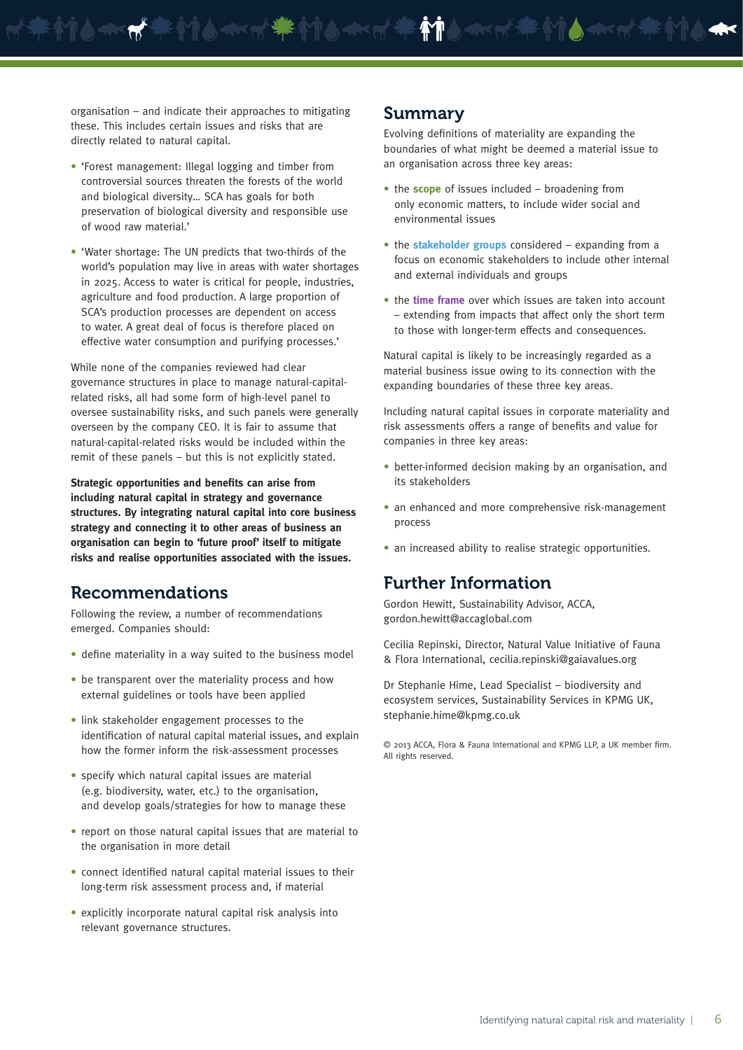organisation – and indicate their approaches to mitigating these. This includes certain issues and risks that are directly related to natural capital.

- 'Forest management: Illegal logging and timber from controversial sources threaten the forests of the world and biological diversity... SCA has goals for both preservation of biological diversity and responsible use of wood raw material.'
- 'Water shortage: The UN predicts that two-thirds of the world's population may live in areas with water shortages in 2025. Access to water is critical for people, industries, agriculture and food production. A large proportion of SCA's production processes are dependent on access to water. A great deal of focus is therefore placed on effective water consumption and purifying processes.'

While none of the companies reviewed had clear governance structures in place to manage natural-capital-related risks, all had some form of high-level panel to oversee sustainability risks, and such panels were generally overseen by the company CEO. It is fair to assume that natural-capital-related risks would be included within the remit of these panels – but this is not explicitly stated.

**Strategic opportunities and benefits can arise from including natural capital in strategy and governance structures. By integrating natural capital into core business strategy and connecting it to other areas of business an organisation can begin to 'future proof' itself to mitigate risks and realise opportunities associated with the issues.**

## Recommendations

Following the review, a number of recommendations emerged. Companies should:

- define materiality in a way suited to the business model
- be transparent over the materiality process and how external guidelines or tools have been applied
- link stakeholder engagement processes to the identification of natural capital material issues, and explain how the former inform the risk-assessment processes
- specify which natural capital issues are material (e.g. biodiversity, water, etc.) to the organisation, and develop goals/strategies for how to manage these
- report on those natural capital issues that are material to the organisation in more detail
- connect identified natural capital material issues to their long-term risk assessment process and, if material
- explicitly incorporate natural capital risk analysis into relevant governance structures.

## Summary

Evolving definitions of materiality are expanding the boundaries of what might be deemed a material issue to an organisation across three key areas:

- the **scope** of issues included – broadening from only economic matters, to include wider social and environmental issues
- the **stakeholder groups** considered – expanding from a focus on economic stakeholders to include other internal and external individuals and groups
- the **time frame** over which issues are taken into account – extending from impacts that affect only the short term to those with longer-term effects and consequences.

Natural capital is likely to be increasingly regarded as a material business issue owing to its connection with the expanding boundaries of these three key areas.

Including natural capital issues in corporate materiality and risk assessments offers a range of benefits and value for companies in three key areas:

- better-informed decision making by an organisation, and its stakeholders
- an enhanced and more comprehensive risk-management process
- an increased ability to realise strategic opportunities.

## Further Information

Gordon Hewitt, Sustainability Advisor, ACCA, gordon.hewitt@accaglobal.com

Cecilia Repinski, Director, Natural Value Initiative of Fauna & Flora International, cecilia.repinski@gaiavalues.org

Dr Stephanie Hime, Lead Specialist – biodiversity and ecosystem services, Sustainability Services in KPMG UK, stephanie.hime@kpmg.co.uk

© 2013 ACCA, Flora & Fauna International and KPMG LLP, a UK member firm. All rights reserved.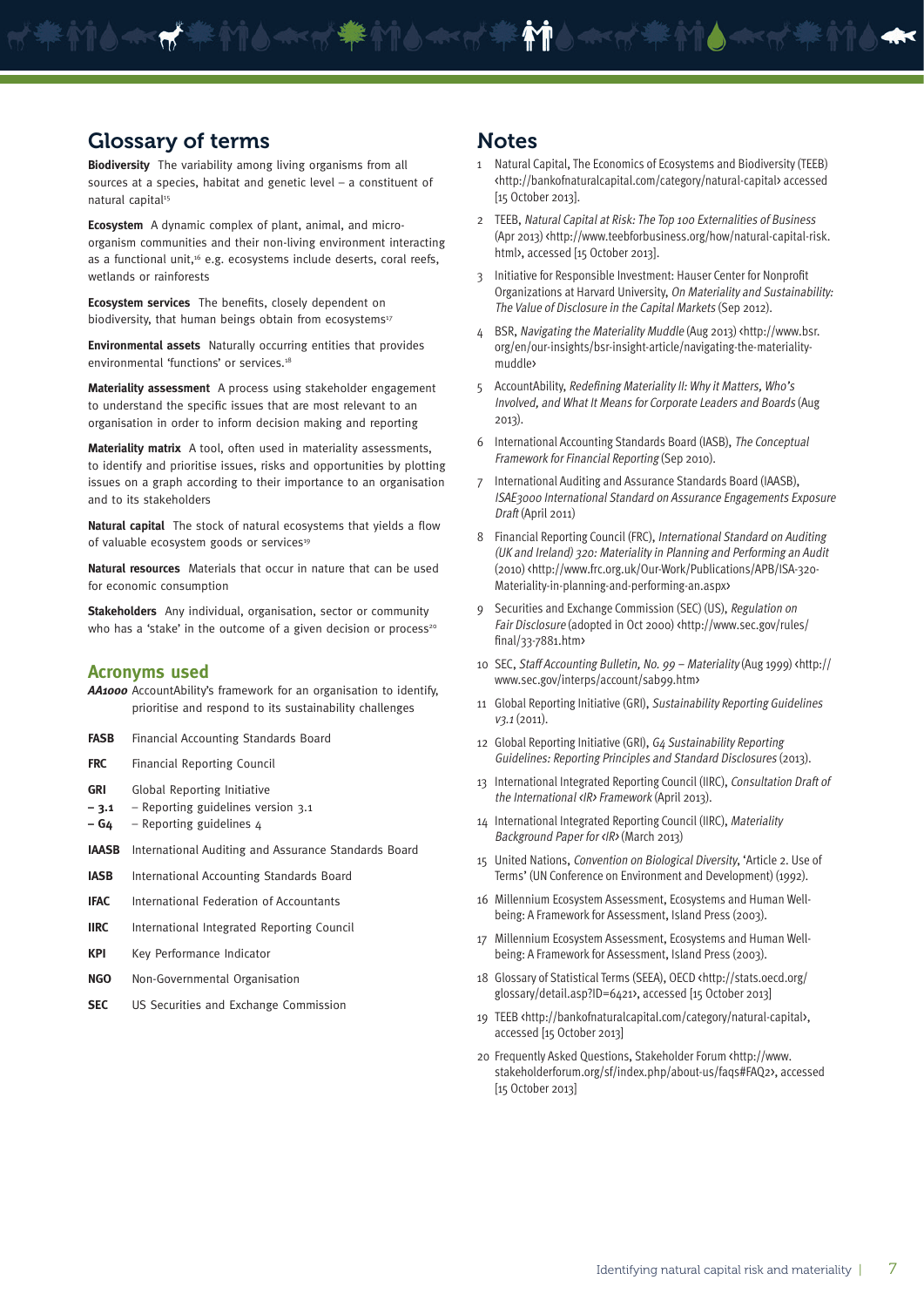## Glossary of terms

**Biodiversity** The variability among living organisms from all sources at a species, habitat and genetic level – a constituent of natural capital[15]

**Ecosystem** A dynamic complex of plant, animal, and micro-organism communities and their non-living environment interacting as a functional unit,[16] e.g. ecosystems include deserts, coral reefs, wetlands or rainforests

**Ecosystem services** The benefits, closely dependent on biodiversity, that human beings obtain from ecosystems[17]

**Environmental assets** Naturally occurring entities that provides environmental 'functions' or services.[18]

**Materiality assessment** A process using stakeholder engagement to understand the specific issues that are most relevant to an organisation in order to inform decision making and reporting

**Materiality matrix** A tool, often used in materiality assessments, to identify and prioritise issues, risks and opportunities by plotting issues on a graph according to their importance to an organisation and to its stakeholders

**Natural capital** The stock of natural ecosystems that yields a flow of valuable ecosystem goods or services[19]

**Natural resources** Materials that occur in nature that can be used for economic consumption

**Stakeholders** Any individual, organisation, sector or community who has a 'stake' in the outcome of a given decision or process[20]

### Acronyms used

***AA1000*** AccountAbility's framework for an organisation to identify, prioritise and respond to its sustainability challenges

**FASB** Financial Accounting Standards Board

**FRC** Financial Reporting Council

**GRI** Global Reporting Initiative
**– 3.1** – Reporting guidelines version 3.1
**– G4** – Reporting guidelines 4

**IAASB** International Auditing and Assurance Standards Board

**IASB** International Accounting Standards Board

**IFAC** International Federation of Accountants

**IIRC** International Integrated Reporting Council

**KPI** Key Performance Indicator

**NGO** Non-Governmental Organisation

**SEC** US Securities and Exchange Commission

## Notes

1. Natural Capital, The Economics of Ecosystems and Biodiversity (TEEB) ‹http://bankofnaturalcapital.com/category/natural-capital› accessed [15 October 2013].
2. TEEB, *Natural Capital at Risk: The Top 100 Externalities of Business* (Apr 2013) ‹http://www.teebforbusiness.org/how/natural-capital-risk.html›, accessed [15 October 2013].
3. Initiative for Responsible Investment: Hauser Center for Nonprofit Organizations at Harvard University, *On Materiality and Sustainability: The Value of Disclosure in the Capital Markets* (Sep 2012).
4. BSR, *Navigating the Materiality Muddle* (Aug 2013) ‹http://www.bsr.org/en/our-insights/bsr-insight-article/navigating-the-materiality-muddle›
5. AccountAbility, *Redefining Materiality II: Why it Matters, Who's Involved, and What It Means for Corporate Leaders and Boards* (Aug 2013).
6. International Accounting Standards Board (IASB), *The Conceptual Framework for Financial Reporting* (Sep 2010).
7. International Auditing and Assurance Standards Board (IAASB), *ISAE3000 International Standard on Assurance Engagements Exposure Draft* (April 2011)
8. Financial Reporting Council (FRC), *International Standard on Auditing (UK and Ireland) 320: Materiality in Planning and Performing an Audit* (2010) ‹http://www.frc.org.uk/Our-Work/Publications/APB/ISA-320-Materiality-in-planning-and-performing-an.aspx›
9. Securities and Exchange Commission (SEC) (US), *Regulation on Fair Disclosure* (adopted in Oct 2000) ‹http://www.sec.gov/rules/final/33-7881.htm›
10. SEC, *Staff Accounting Bulletin, No. 99 – Materiality* (Aug 1999) ‹http://www.sec.gov/interps/account/sab99.htm›
11. Global Reporting Initiative (GRI), *Sustainability Reporting Guidelines v3.1* (2011).
12. Global Reporting Initiative (GRI), *G4 Sustainability Reporting Guidelines: Reporting Principles and Standard Disclosures* (2013).
13. International Integrated Reporting Council (IIRC), *Consultation Draft of the International ‹IR› Framework* (April 2013).
14. International Integrated Reporting Council (IIRC), *Materiality Background Paper for ‹IR›* (March 2013)
15. United Nations, *Convention on Biological Diversity*, 'Article 2. Use of Terms' (UN Conference on Environment and Development) (1992).
16. Millennium Ecosystem Assessment, Ecosystems and Human Well-being: A Framework for Assessment, Island Press (2003).
17. Millennium Ecosystem Assessment, Ecosystems and Human Well-being: A Framework for Assessment, Island Press (2003).
18. Glossary of Statistical Terms (SEEA), OECD ‹http://stats.oecd.org/glossary/detail.asp?ID=6421›, accessed [15 October 2013]
19. TEEB ‹http://bankofnaturalcapital.com/category/natural-capital›, accessed [15 October 2013]
20. Frequently Asked Questions, Stakeholder Forum ‹http://www.stakeholderforum.org/sf/index.php/about-us/faqs#FAQ2›, accessed [15 October 2013]